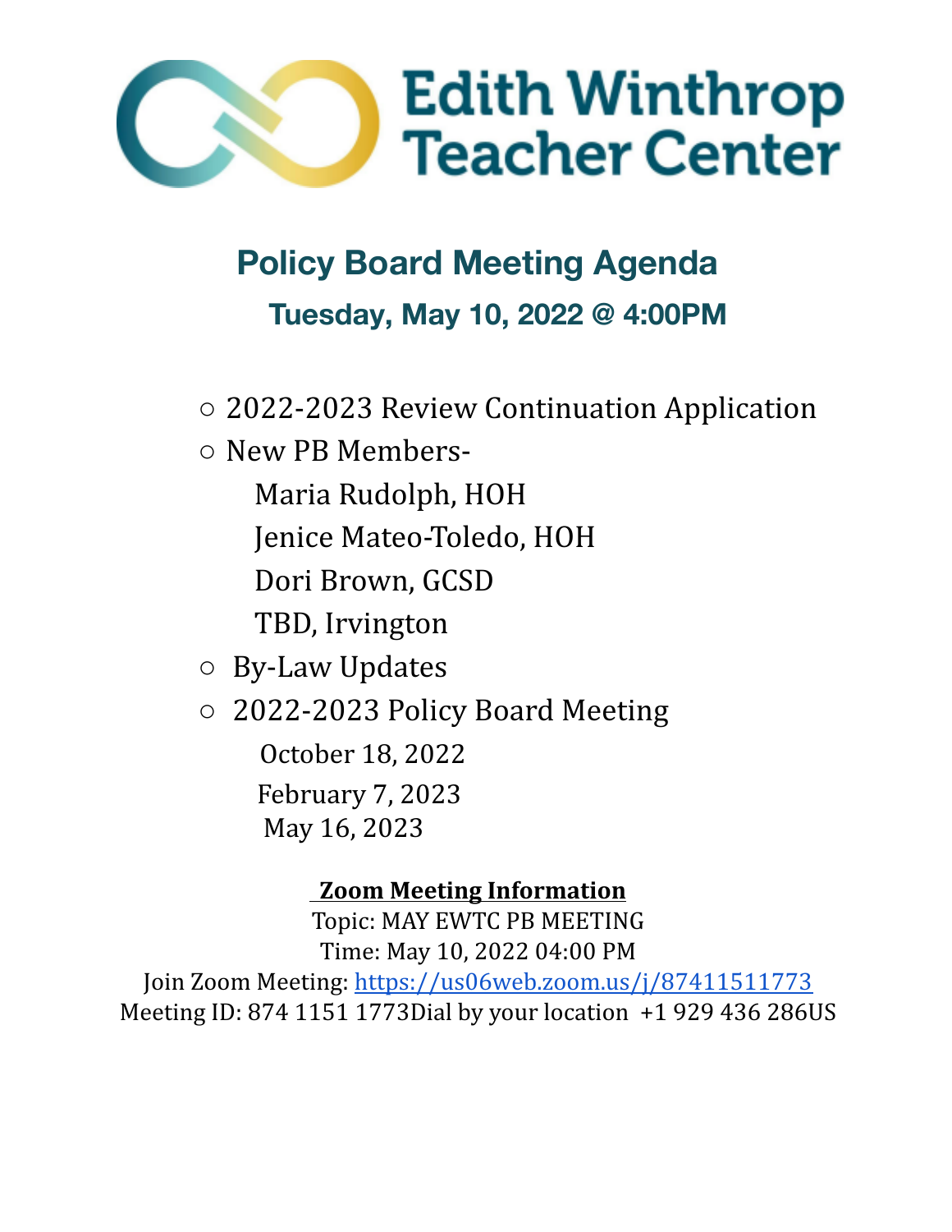# Edith Winthrop Teacher Center

## Policy Board Meeting Agenda

### Tuesday, May 10, 2022 @ 4:00PM

- 2022-2023 Review Continuation Application
- New PB Members-
  - Maria Rudolph, HOH
  - Jenice Mateo-Toledo, HOH
  - Dori Brown, GCSD
  - TBD, Irvington
- By-Law Updates
- 2022-2023 Policy Board Meeting
  - October 18, 2022
  - February 7, 2023
  - May 16, 2023

**Zoom Meeting Information**

Topic: MAY EWTC PB MEETING
Time: May 10, 2022 04:00 PM
Join Zoom Meeting: https://us06web.zoom.us/j/87411511773
Meeting ID: 874 1151 1773Dial by your location +1 929 436 286US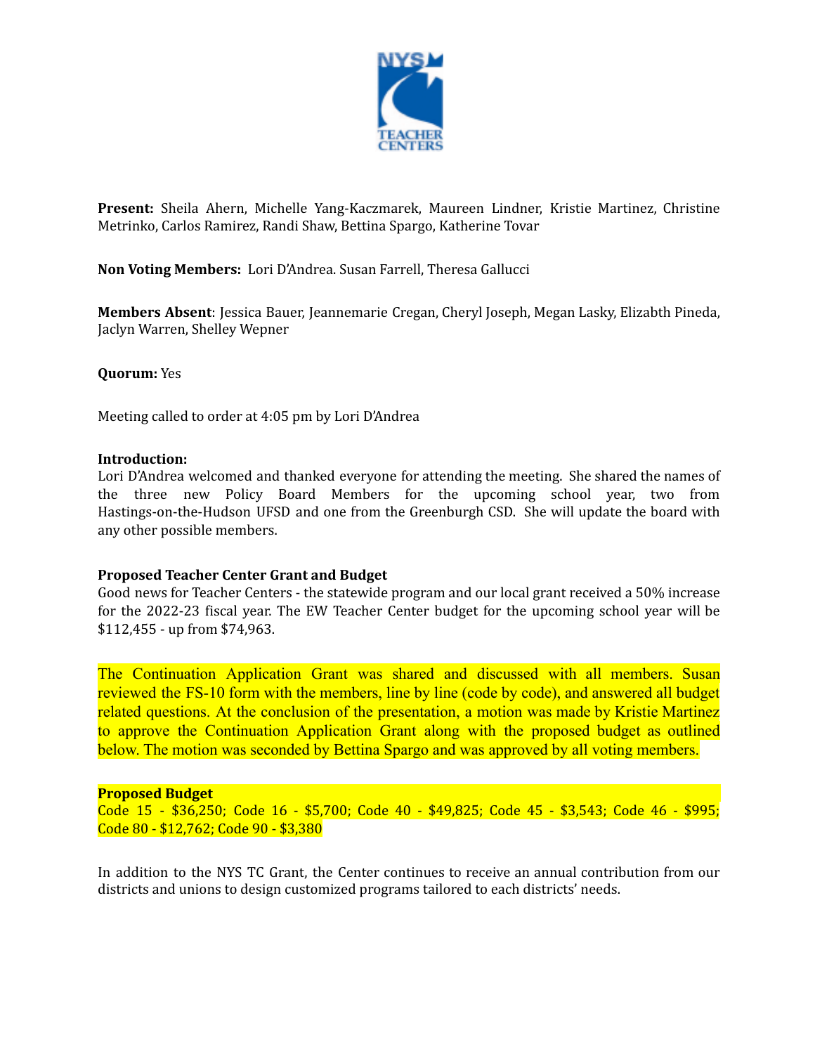**Present:** Sheila Ahern, Michelle Yang-Kaczmarek, Maureen Lindner, Kristie Martinez, Christine Metrinko, Carlos Ramirez, Randi Shaw, Bettina Spargo, Katherine Tovar

**Non Voting Members:** Lori D'Andrea. Susan Farrell, Theresa Gallucci

**Members Absent**: Jessica Bauer, Jeannemarie Cregan, Cheryl Joseph, Megan Lasky, Elizabth Pineda, Jaclyn Warren, Shelley Wepner

**Quorum:** Yes

Meeting called to order at 4:05 pm by Lori D'Andrea

**Introduction:**
Lori D'Andrea welcomed and thanked everyone for attending the meeting. She shared the names of the three new Policy Board Members for the upcoming school year, two from Hastings-on-the-Hudson UFSD and one from the Greenburgh CSD. She will update the board with any other possible members.

**Proposed Teacher Center Grant and Budget**
Good news for Teacher Centers - the statewide program and our local grant received a 50% increase for the 2022-23 fiscal year. The EW Teacher Center budget for the upcoming school year will be $112,455 - up from $74,963.

The Continuation Application Grant was shared and discussed with all members. Susan reviewed the FS-10 form with the members, line by line (code by code), and answered all budget related questions. At the conclusion of the presentation, a motion was made by Kristie Martinez to approve the Continuation Application Grant along with the proposed budget as outlined below. The motion was seconded by Bettina Spargo and was approved by all voting members.

**Proposed Budget**
Code 15 - $36,250; Code 16 - $5,700; Code 40 - $49,825; Code 45 - $3,543; Code 46 - $995; Code 80 - $12,762; Code 90 - $3,380

In addition to the NYS TC Grant, the Center continues to receive an annual contribution from our districts and unions to design customized programs tailored to each districts' needs.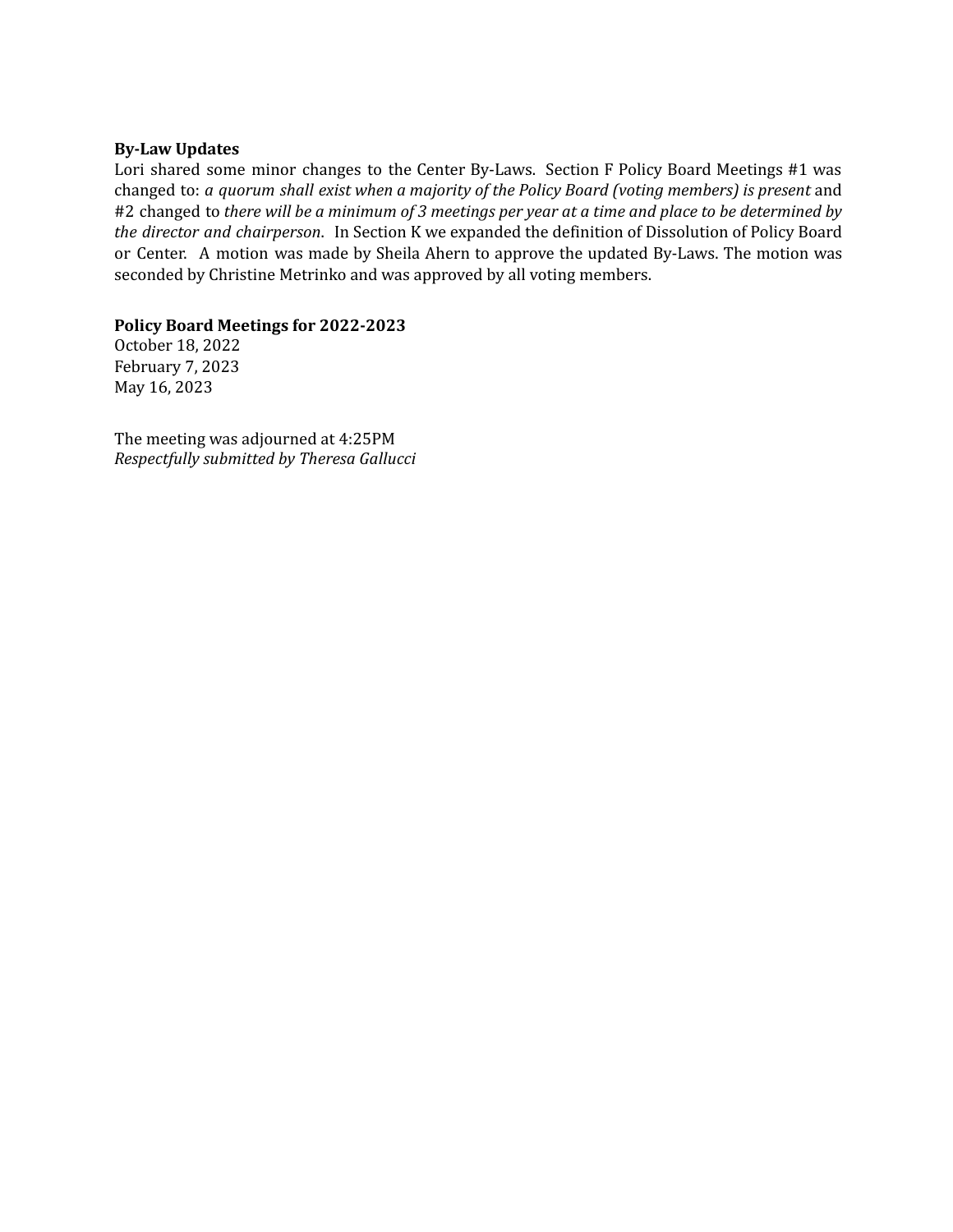**By-Law Updates**

Lori shared some minor changes to the Center By-Laws. Section F Policy Board Meetings #1 was changed to: *a quorum shall exist when a majority of the Policy Board (voting members) is present* and #2 changed to *there will be a minimum of 3 meetings per year at a time and place to be determined by the director and chairperson*. In Section K we expanded the definition of Dissolution of Policy Board or Center. A motion was made by Sheila Ahern to approve the updated By-Laws. The motion was seconded by Christine Metrinko and was approved by all voting members.

**Policy Board Meetings for 2022-2023**

October 18, 2022
February 7, 2023
May 16, 2023

The meeting was adjourned at 4:25PM
*Respectfully submitted by Theresa Gallucci*